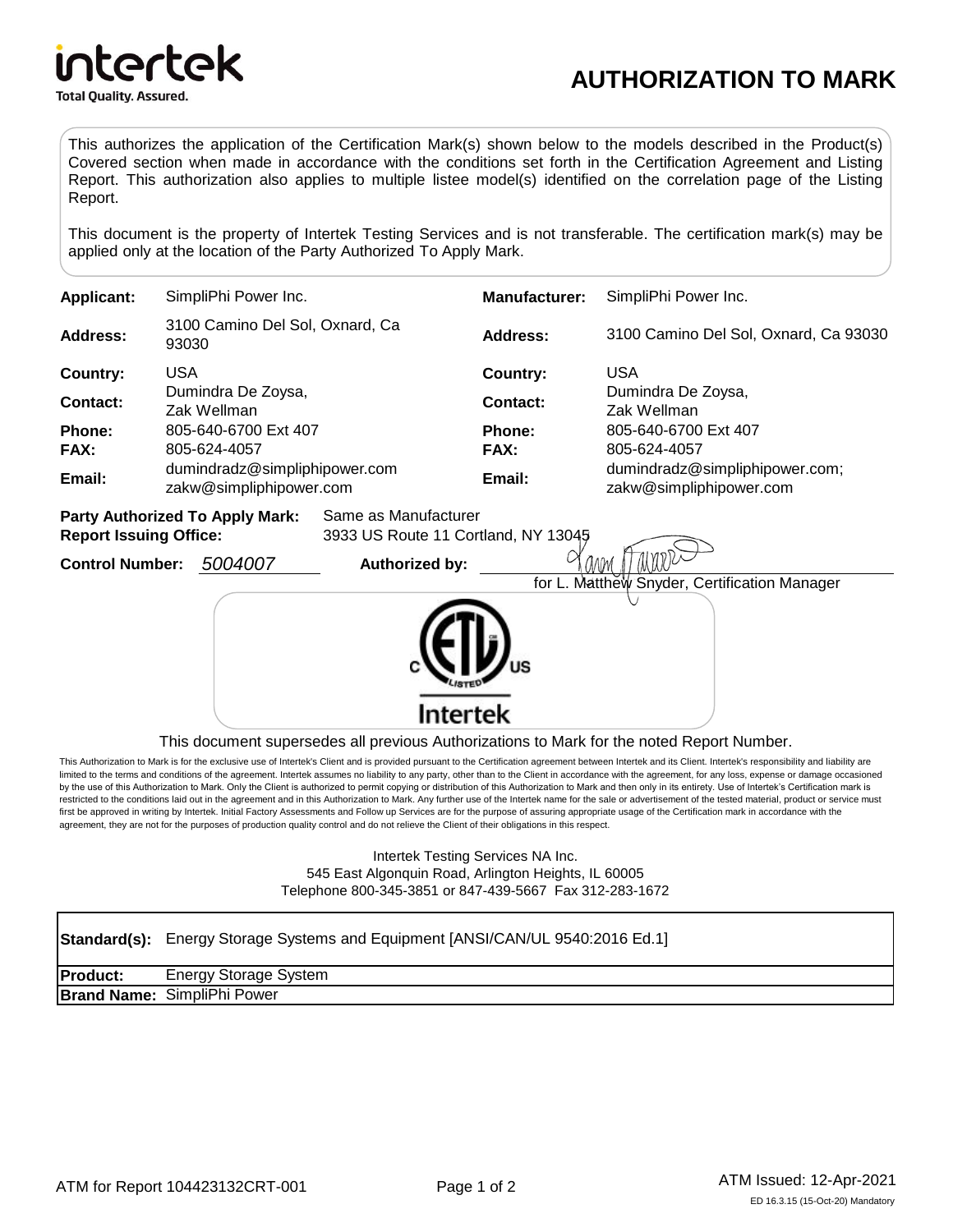intertek

Total Quality. Assured.

# AUTHORIZATION TO MARK

This authorizes the application of the Certification Mark(s) shown below to the models described in the Product(s) Covered section when made in accordance with the conditions set forth in the Certification Agreement and Listing Report. This authorization also applies to multiple listee model(s) identified on the correlation page of the Listing Report.

This document is the property of Intertek Testing Services and is not transferable. The certification mark(s) may be applied only at the location of the Party Authorized To Apply Mark.

| | | | |
|---|---|---|---|
| **Applicant:** | SimpliPhi Power Inc. | **Manufacturer:** | SimpliPhi Power Inc. |
| **Address:** | 3100 Camino Del Sol, Oxnard, Ca 93030 | **Address:** | 3100 Camino Del Sol, Oxnard, Ca 93030 |
| **Country:** | USA | **Country:** | USA |
| **Contact:** | Dumindra De Zoysa, Zak Wellman | **Contact:** | Dumindra De Zoysa, Zak Wellman |
| **Phone:** | 805-640-6700 Ext 407 | **Phone:** | 805-640-6700 Ext 407 |
| **FAX:** | 805-624-4057 | **FAX:** | 805-624-4057 |
| **Email:** | dumindradz@simpliphipower.com zakw@simpliphipower.com | **Email:** | dumindradz@simpliphipower.com; zakw@simpliphipower.com |

**Party Authorized To Apply Mark:** Same as Manufacturer
**Report Issuing Office:** 3933 US Route 11 Cortland, NY 13045

**Control Number:** *5004007* **Authorized by:** for L. Matthew Snyder, Certification Manager

c ETL LISTED us
Intertek

This document supersedes all previous Authorizations to Mark for the noted Report Number.

This Authorization to Mark is for the exclusive use of Intertek's Client and is provided pursuant to the Certification agreement between Intertek and its Client. Intertek's responsibility and liability are limited to the terms and conditions of the agreement. Intertek assumes no liability to any party, other than to the Client in accordance with the agreement, for any loss, expense or damage occasioned by the use of this Authorization to Mark. Only the Client is authorized to permit copying or distribution of this Authorization to Mark and then only in its entirety. Use of Intertek's Certification mark is restricted to the conditions laid out in the agreement and in this Authorization to Mark. Any further use of the Intertek name for the sale or advertisement of the tested material, product or service must first be approved in writing by Intertek. Initial Factory Assessments and Follow up Services are for the purpose of assuring appropriate usage of the Certification mark in accordance with the agreement, they are not for the purposes of production quality control and do not relieve the Client of their obligations in this respect.

Intertek Testing Services NA Inc.
545 East Algonquin Road, Arlington Heights, IL 60005
Telephone 800-345-3851 or 847-439-5667 Fax 312-283-1672

| | |
|---|---|
| **Standard(s):** | Energy Storage Systems and Equipment [ANSI/CAN/UL 9540:2016 Ed.1] |
| **Product:** | Energy Storage System |
| **Brand Name:** | SimpliPhi Power |

ATM for Report 104423132CRT-001

ATM Issued: 12-Apr-2021

ED 16.3.15 (15-Oct-20) Mandatory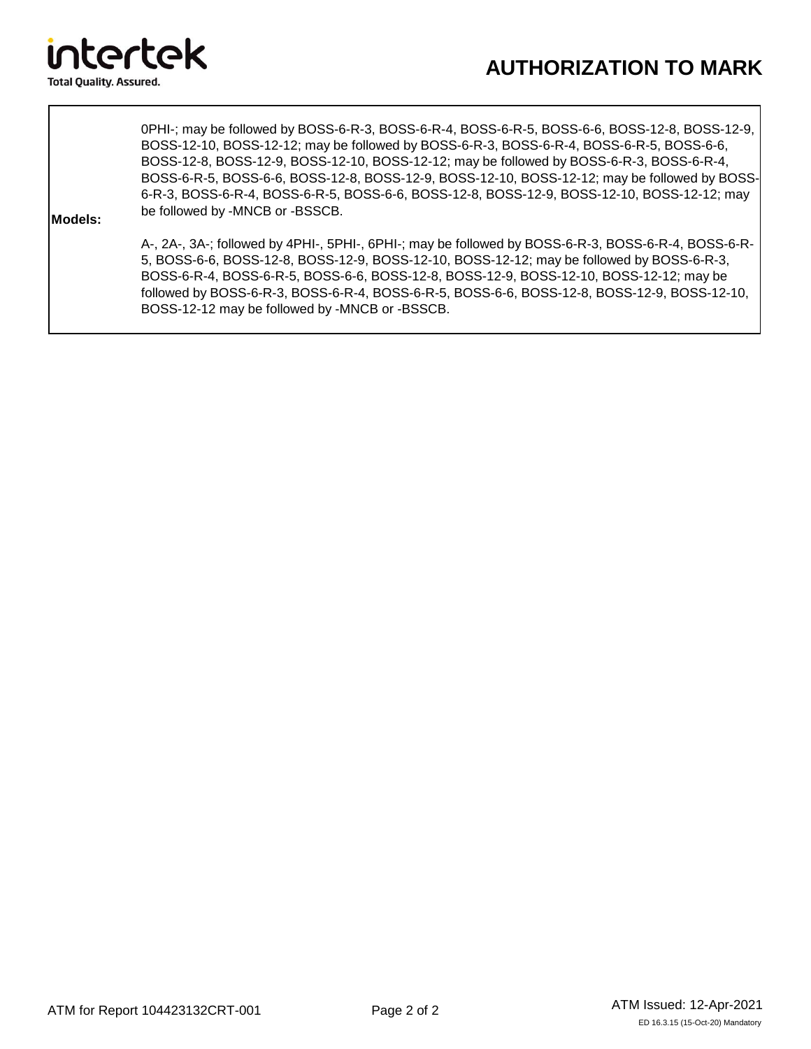# AUTHORIZATION TO MARK

| | |
|---|---|
| **Models:** | 0PHI-; may be followed by BOSS-6-R-3, BOSS-6-R-4, BOSS-6-R-5, BOSS-6-6, BOSS-12-8, BOSS-12-9, BOSS-12-10, BOSS-12-12; may be followed by BOSS-6-R-3, BOSS-6-R-4, BOSS-6-R-5, BOSS-6-6, BOSS-12-8, BOSS-12-9, BOSS-12-10, BOSS-12-12; may be followed by BOSS-6-R-3, BOSS-6-R-4, BOSS-6-R-5, BOSS-6-6, BOSS-12-8, BOSS-12-9, BOSS-12-10, BOSS-12-12; may be followed by BOSS-6-R-3, BOSS-6-R-4, BOSS-6-R-5, BOSS-6-6, BOSS-12-8, BOSS-12-9, BOSS-12-10, BOSS-12-12; may be followed by -MNCB or -BSSCB.<br><br>A-, 2A-, 3A-; followed by 4PHI-, 5PHI-, 6PHI-; may be followed by BOSS-6-R-3, BOSS-6-R-4, BOSS-6-R-5, BOSS-6-6, BOSS-12-8, BOSS-12-9, BOSS-12-10, BOSS-12-12; may be followed by BOSS-6-R-3, BOSS-6-R-4, BOSS-6-R-5, BOSS-6-6, BOSS-12-8, BOSS-12-9, BOSS-12-10, BOSS-12-12; may be followed by BOSS-6-R-3, BOSS-6-R-4, BOSS-6-R-5, BOSS-6-6, BOSS-12-8, BOSS-12-9, BOSS-12-10, BOSS-12-12 may be followed by -MNCB or -BSSCB. |

ATM for Report 104423132CRT-001

ATM Issued: 12-Apr-2021

ED 16.3.15 (15-Oct-20) Mandatory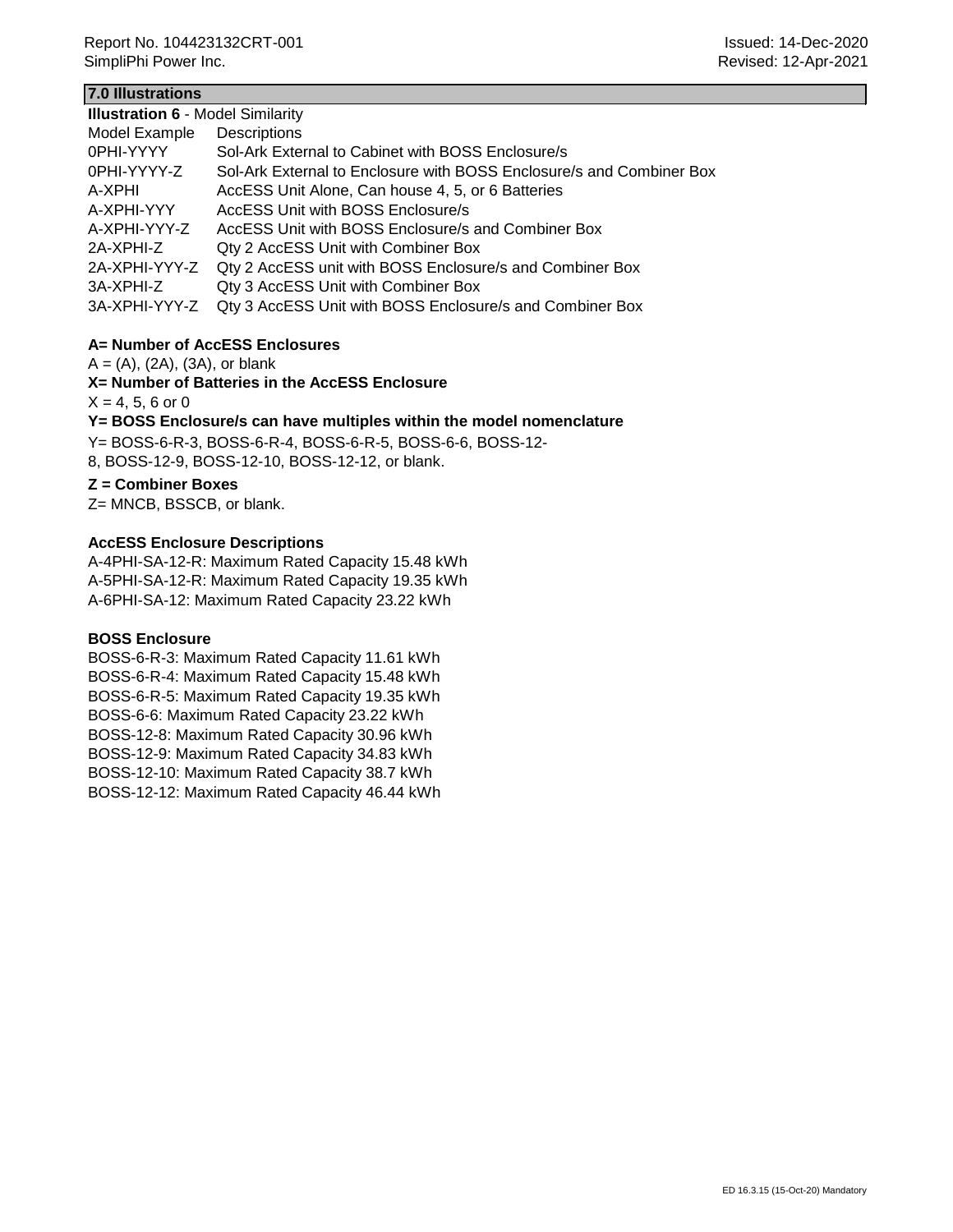## 7.0 Illustrations

**Illustration 6** - Model Similarity

| Model Example | Descriptions |
|---|---|
| 0PHI-YYYY | Sol-Ark External to Cabinet with BOSS Enclosure/s |
| 0PHI-YYYY-Z | Sol-Ark External to Enclosure with BOSS Enclosure/s and Combiner Box |
| A-XPHI | AccESS Unit Alone, Can house 4, 5, or 6 Batteries |
| A-XPHI-YYY | AccESS Unit with BOSS Enclosure/s |
| A-XPHI-YYY-Z | AccESS Unit with BOSS Enclosure/s and Combiner Box |
| 2A-XPHI-Z | Qty 2 AccESS Unit with Combiner Box |
| 2A-XPHI-YYY-Z | Qty 2 AccESS unit with BOSS Enclosure/s and Combiner Box |
| 3A-XPHI-Z | Qty 3 AccESS Unit with Combiner Box |
| 3A-XPHI-YYY-Z | Qty 3 AccESS Unit with BOSS Enclosure/s and Combiner Box |

**A= Number of AccESS Enclosures**

A = (A), (2A), (3A), or blank

**X= Number of Batteries in the AccESS Enclosure**

X = 4, 5, 6 or 0

**Y= BOSS Enclosure/s can have multiples within the model nomenclature**

Y= BOSS-6-R-3, BOSS-6-R-4, BOSS-6-R-5, BOSS-6-6, BOSS-12-8, BOSS-12-9, BOSS-12-10, BOSS-12-12, or blank.

**Z = Combiner Boxes**

Z= MNCB, BSSCB, or blank.

**AccESS Enclosure Descriptions**

A-4PHI-SA-12-R: Maximum Rated Capacity 15.48 kWh
A-5PHI-SA-12-R: Maximum Rated Capacity 19.35 kWh
A-6PHI-SA-12: Maximum Rated Capacity 23.22 kWh

**BOSS Enclosure**

BOSS-6-R-3: Maximum Rated Capacity 11.61 kWh
BOSS-6-R-4: Maximum Rated Capacity 15.48 kWh
BOSS-6-R-5: Maximum Rated Capacity 19.35 kWh
BOSS-6-6: Maximum Rated Capacity 23.22 kWh
BOSS-12-8: Maximum Rated Capacity 30.96 kWh
BOSS-12-9: Maximum Rated Capacity 34.83 kWh
BOSS-12-10: Maximum Rated Capacity 38.7 kWh
BOSS-12-12: Maximum Rated Capacity 46.44 kWh